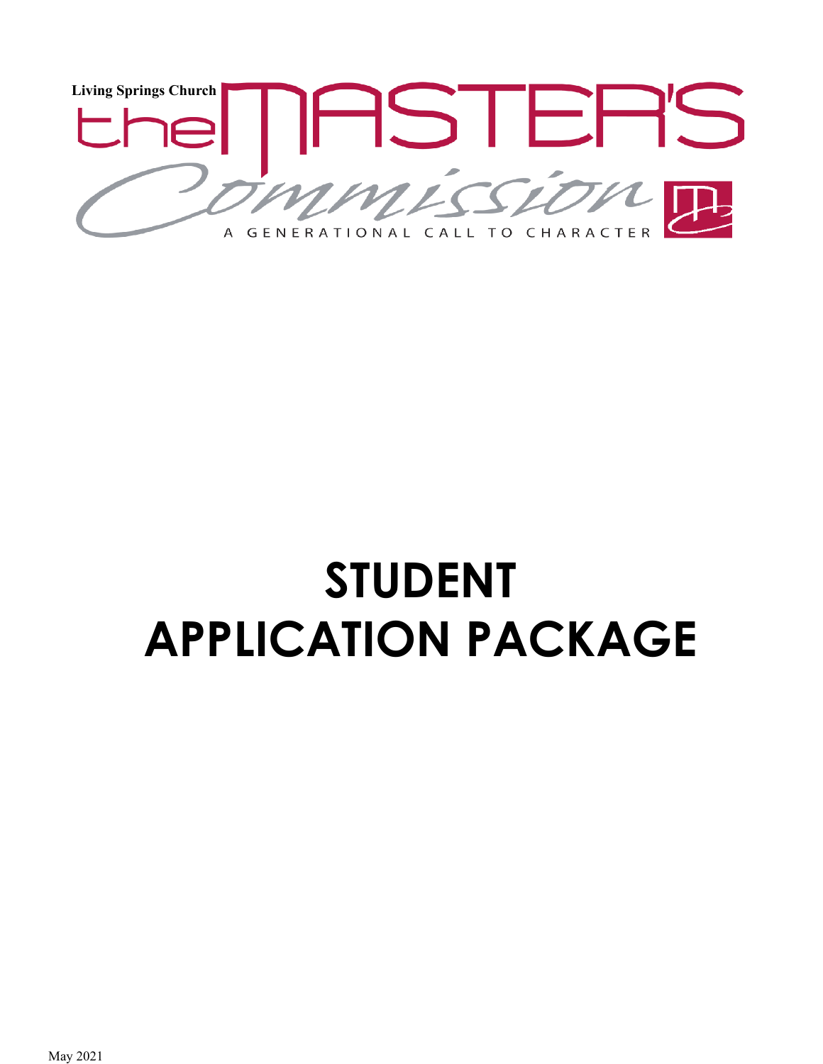Living Springs Church

the MASTER'S Commission

A GENERATIONAL CALL TO CHARACTER

# STUDENT APPLICATION PACKAGE

May 2021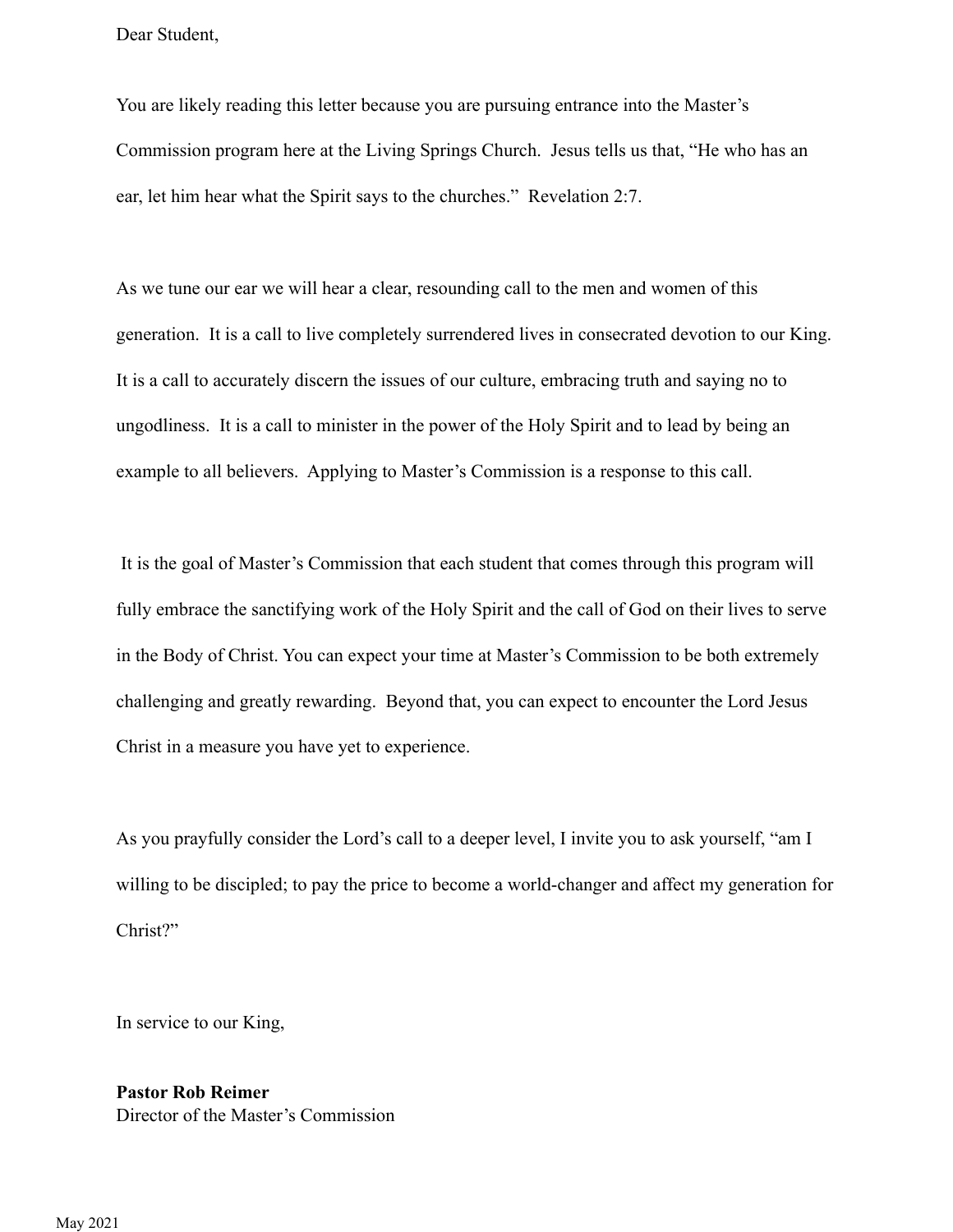Dear Student,

You are likely reading this letter because you are pursuing entrance into the Master's Commission program here at the Living Springs Church. Jesus tells us that, "He who has an ear, let him hear what the Spirit says to the churches." Revelation 2:7.

As we tune our ear we will hear a clear, resounding call to the men and women of this generation. It is a call to live completely surrendered lives in consecrated devotion to our King. It is a call to accurately discern the issues of our culture, embracing truth and saying no to ungodliness. It is a call to minister in the power of the Holy Spirit and to lead by being an example to all believers. Applying to Master's Commission is a response to this call.

It is the goal of Master's Commission that each student that comes through this program will fully embrace the sanctifying work of the Holy Spirit and the call of God on their lives to serve in the Body of Christ. You can expect your time at Master's Commission to be both extremely challenging and greatly rewarding. Beyond that, you can expect to encounter the Lord Jesus Christ in a measure you have yet to experience.

As you prayfully consider the Lord's call to a deeper level, I invite you to ask yourself, "am I willing to be discipled; to pay the price to become a world-changer and affect my generation for Christ?"

In service to our King,

**Pastor Rob Reimer**
Director of the Master's Commission

May 2021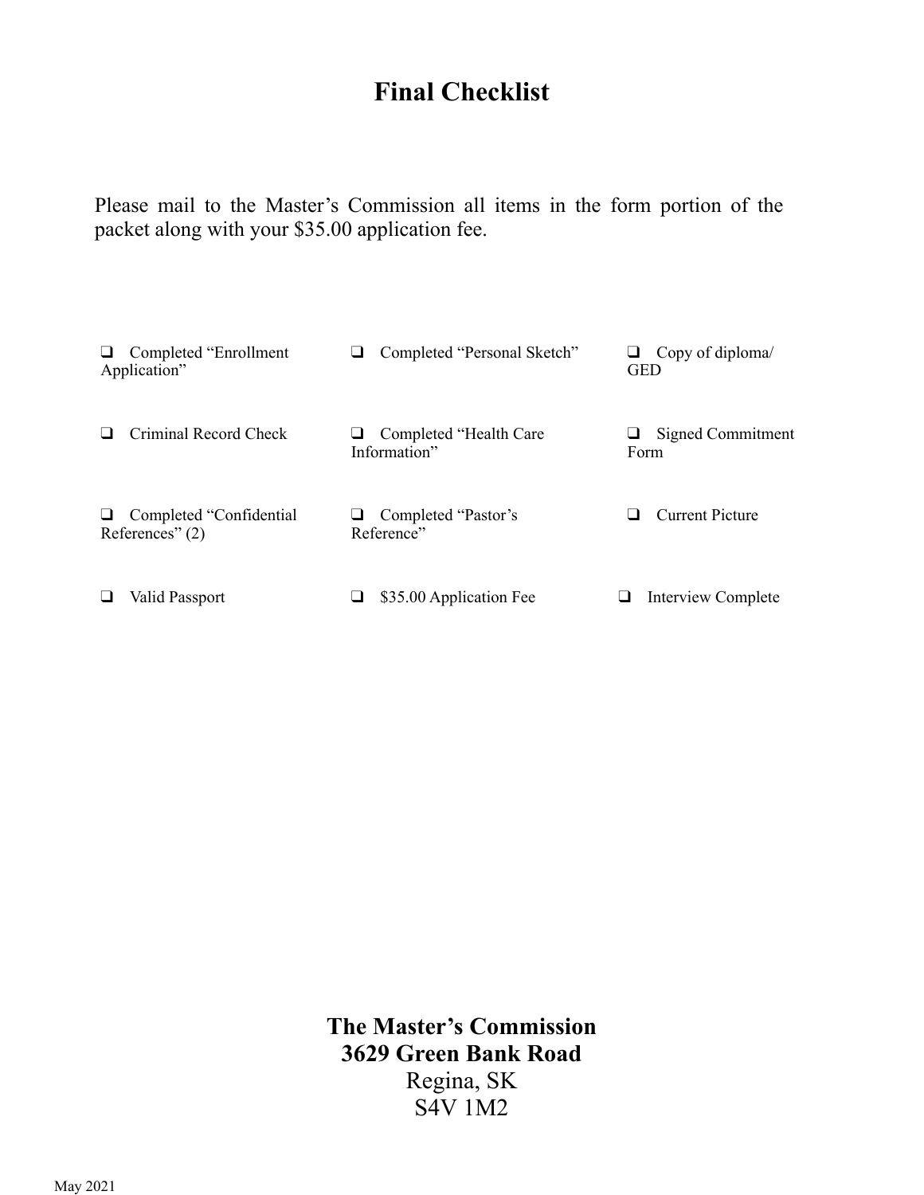# Final Checklist

Please mail to the Master's Commission all items in the form portion of the packet along with your $35.00 application fee.

- ❑ Completed "Enrollment Application"
- ❑ Completed "Personal Sketch"
- ❑ Copy of diploma/ GED
- ❑ Criminal Record Check
- ❑ Completed "Health Care Information"
- ❑ Signed Commitment Form
- ❑ Completed "Confidential References" (2)
- ❑ Completed "Pastor's Reference"
- ❑ Current Picture
- ❑ Valid Passport
- ❑ $35.00 Application Fee
- ❑ Interview Complete

**The Master's Commission**
**3629 Green Bank Road**
Regina, SK
S4V 1M2

May 2021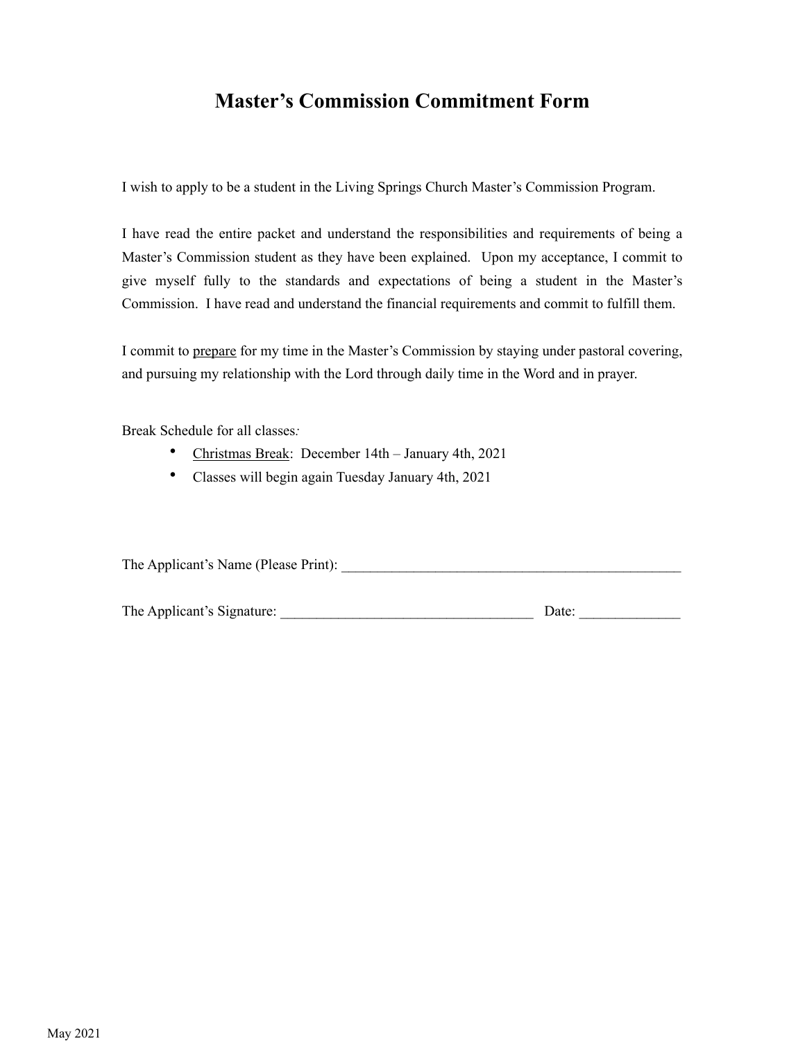# Master's Commission Commitment Form

I wish to apply to be a student in the Living Springs Church Master's Commission Program.

I have read the entire packet and understand the responsibilities and requirements of being a Master's Commission student as they have been explained. Upon my acceptance, I commit to give myself fully to the standards and expectations of being a student in the Master's Commission. I have read and understand the financial requirements and commit to fulfill them.

I commit to <u>prepare</u> for my time in the Master's Commission by staying under pastoral covering, and pursuing my relationship with the Lord through daily time in the Word and in prayer.

Break Schedule for all classes:

- <u>Christmas Break</u>: December 14th – January 4th, 2021
- Classes will begin again Tuesday January 4th, 2021

The Applicant's Name (Please Print): ________________________________________________

The Applicant's Signature: ___________________________________ Date: ______________

May 2021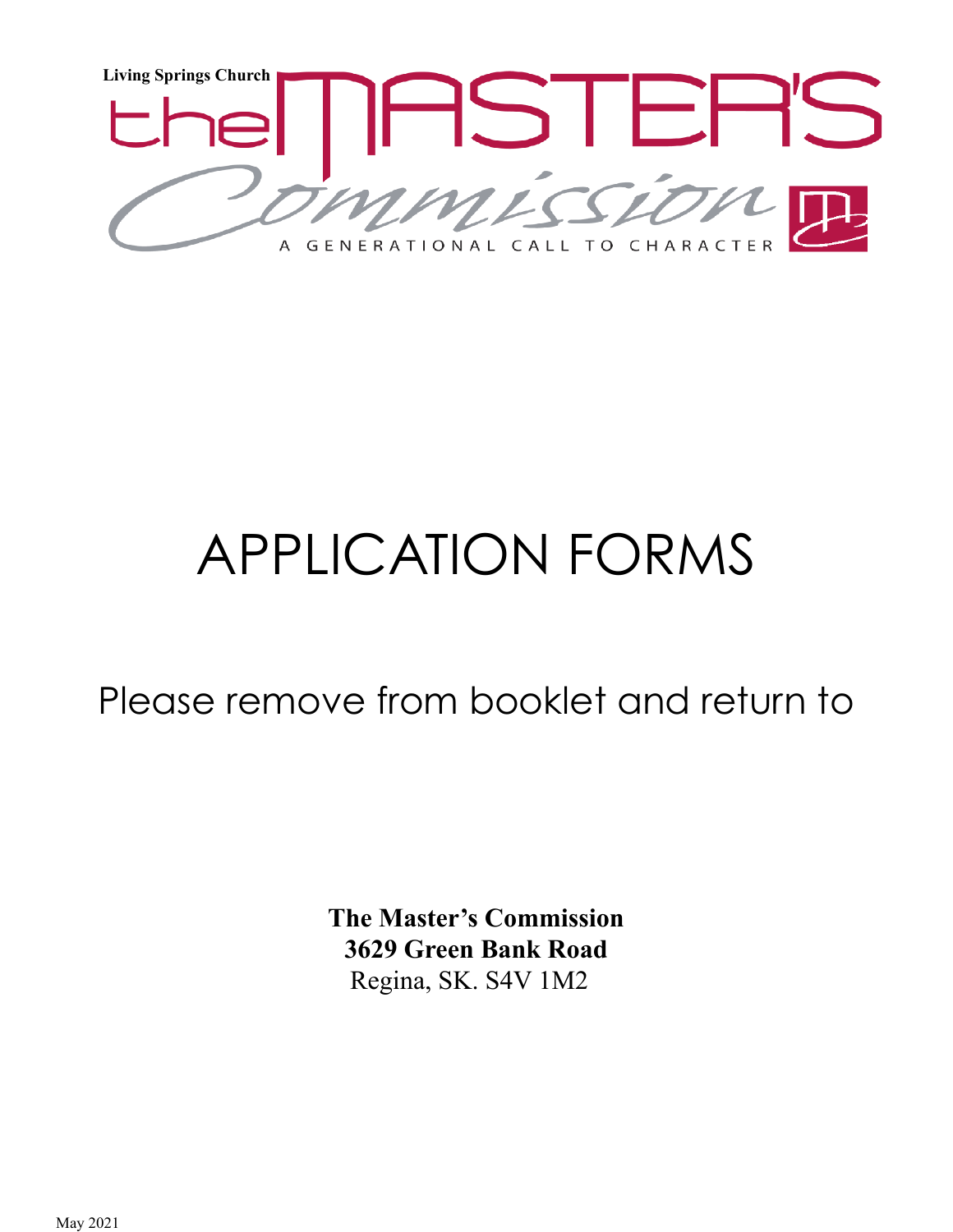Living Springs Church

the MASTER'S Commission

A GENERATIONAL CALL TO CHARACTER

# APPLICATION FORMS

Please remove from booklet and return to

**The Master's Commission**
**3629 Green Bank Road**
Regina, SK. S4V 1M2

May 2021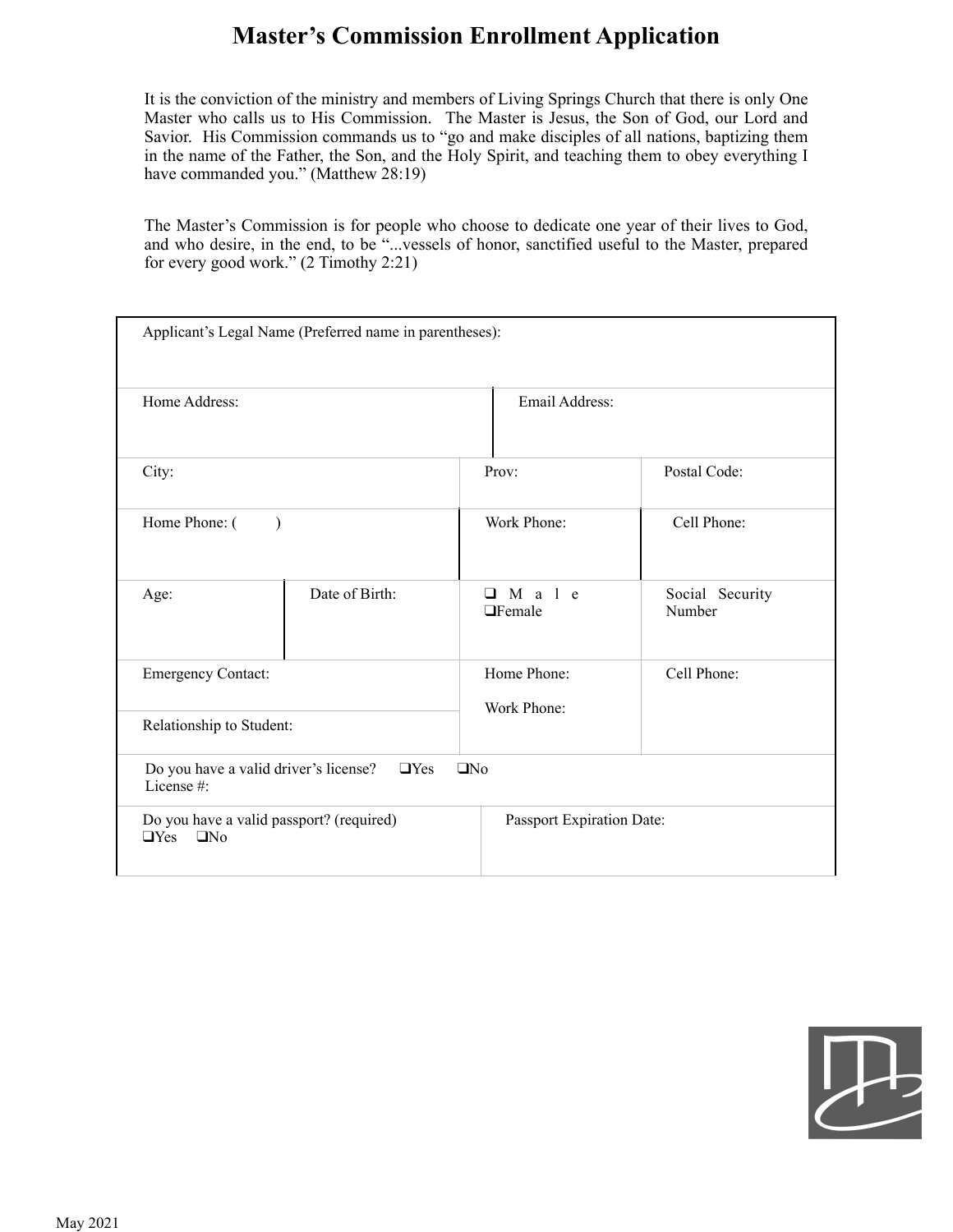# Master's Commission Enrollment Application

It is the conviction of the ministry and members of Living Springs Church that there is only One Master who calls us to His Commission. The Master is Jesus, the Son of God, our Lord and Savior. His Commission commands us to "go and make disciples of all nations, baptizing them in the name of the Father, the Son, and the Holy Spirit, and teaching them to obey everything I have commanded you." (Matthew 28:19)

The Master's Commission is for people who choose to dedicate one year of their lives to God, and who desire, in the end, to be "...vessels of honor, sanctified useful to the Master, prepared for every good work." (2 Timothy 2:21)

| Applicant's Legal Name (Preferred name in parentheses): | | | |
|---|---|---|---|
| Home Address: | | Email Address: | |
| City: | | Prov: | Postal Code: |
| Home Phone: ( ) | | Work Phone: | Cell Phone: |
| Age: | Date of Birth: | ❑ Male ❑ Female | Social Security Number |
| Emergency Contact: | | Home Phone: Work Phone: | Cell Phone: |
| Relationship to Student: | | | |
| Do you have a valid driver's license? ❑Yes ❑No License #: | | | |
| Do you have a valid passport? (required) ❑Yes ❑No | | Passport Expiration Date: | |

May 2021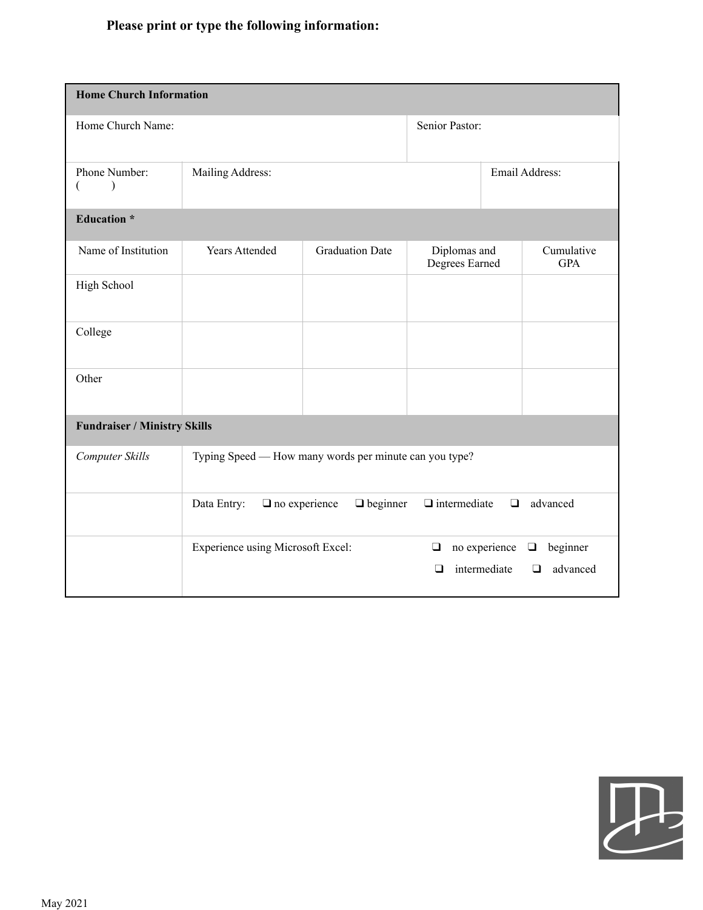**Please print or type the following information:**

| **Home Church Information** | | | | |
|---|---|---|---|---|
| Home Church Name: | | | Senior Pastor: | |
| Phone Number: ( ) | Mailing Address: | | | Email Address: |
| **Education *** | | | | |
| Name of Institution | Years Attended | Graduation Date | Diplomas and Degrees Earned | Cumulative GPA |
| High School | | | | |
| College | | | | |
| Other | | | | |
| **Fundraiser / Ministry Skills** | | | | |
| *Computer Skills* | Typing Speed — How many words per minute can you type? | | | |
| | Data Entry: ❑ no experience ❑ beginner ❑ intermediate ❑ advanced | | | |
| | Experience using Microsoft Excel: ❑ no experience ❑ beginner ❑ intermediate ❑ advanced | | | |

May 2021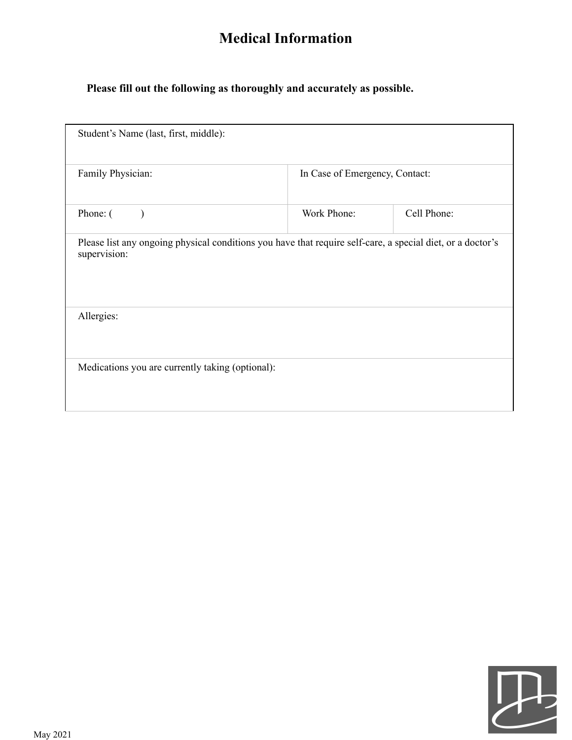# Medical Information

**Please fill out the following as thoroughly and accurately as possible.**

| Student's Name (last, first, middle): | | |
|---|---|---|
| Family Physician: | In Case of Emergency, Contact: | |
| Phone: (          ) | Work Phone: | Cell Phone: |
| Please list any ongoing physical conditions you have that require self-care, a special diet, or a doctor's supervision: | | |
| Allergies: | | |
| Medications you are currently taking (optional): | | |

May 2021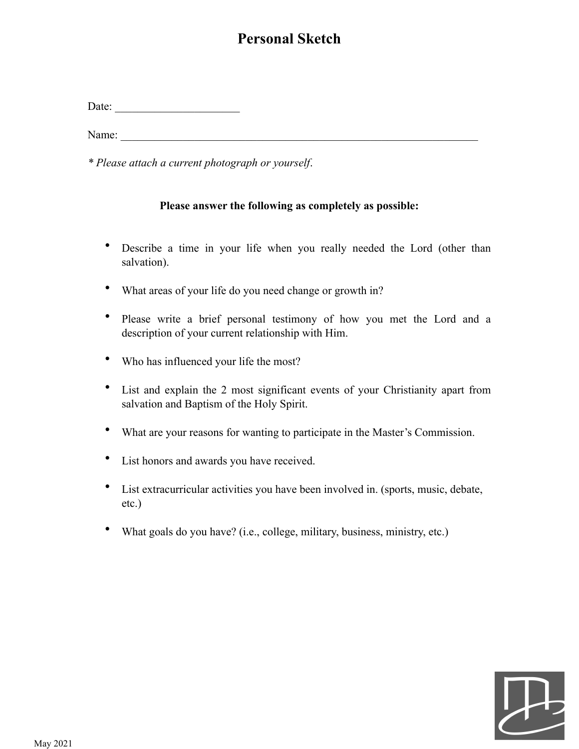# Personal Sketch

Date: _____________________

Name: _________________________________________________________________

*\* Please attach a current photograph or yourself.*

**Please answer the following as completely as possible:**

- Describe a time in your life when you really needed the Lord (other than salvation).
- What areas of your life do you need change or growth in?
- Please write a brief personal testimony of how you met the Lord and a description of your current relationship with Him.
- Who has influenced your life the most?
- List and explain the 2 most significant events of your Christianity apart from salvation and Baptism of the Holy Spirit.
- What are your reasons for wanting to participate in the Master's Commission.
- List honors and awards you have received.
- List extracurricular activities you have been involved in. (sports, music, debate, etc.)
- What goals do you have? (i.e., college, military, business, ministry, etc.)

May 2021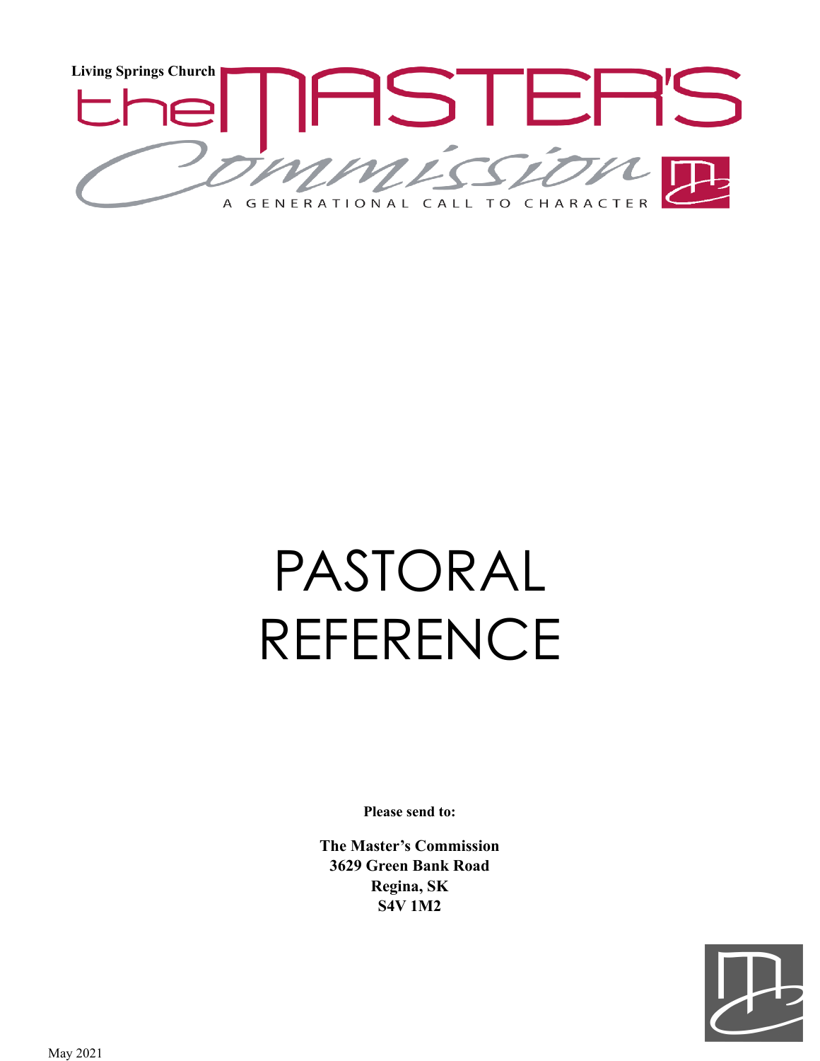Living Springs Church

the MASTER'S Commission

A GENERATIONAL CALL TO CHARACTER

# PASTORAL REFERENCE

**Please send to:**

**The Master's Commission**
**3629 Green Bank Road**
**Regina, SK**
**S4V 1M2**

May 2021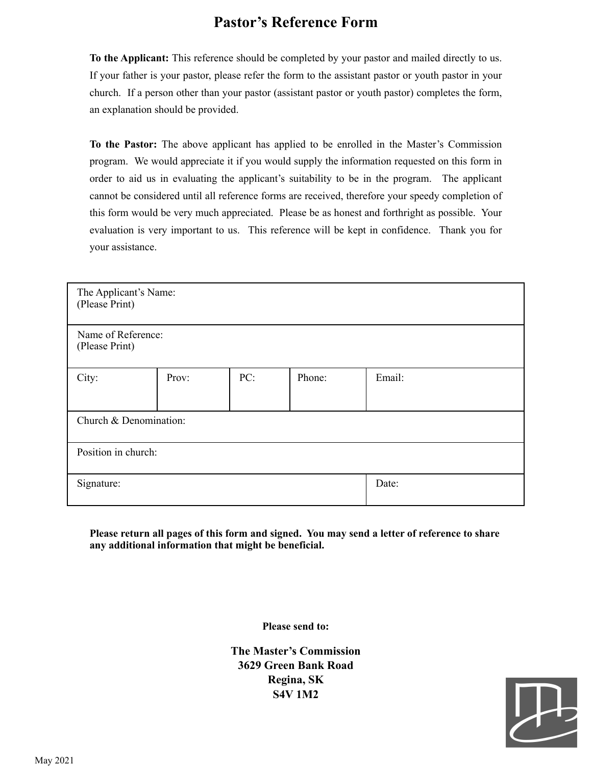# Pastor's Reference Form

**To the Applicant:** This reference should be completed by your pastor and mailed directly to us. If your father is your pastor, please refer the form to the assistant pastor or youth pastor in your church. If a person other than your pastor (assistant pastor or youth pastor) completes the form, an explanation should be provided.

**To the Pastor:** The above applicant has applied to be enrolled in the Master's Commission program. We would appreciate it if you would supply the information requested on this form in order to aid us in evaluating the applicant's suitability to be in the program. The applicant cannot be considered until all reference forms are received, therefore your speedy completion of this form would be very much appreciated. Please be as honest and forthright as possible. Your evaluation is very important to us. This reference will be kept in confidence. Thank you for your assistance.

| The Applicant's Name: (Please Print) | | | | |
|---|---|---|---|---|
| Name of Reference: (Please Print) | | | | |
| City: | Prov: | PC: | Phone: | Email: |
| Church & Denomination: | | | | |
| Position in church: | | | | |
| Signature: | | | | Date: |

**Please return all pages of this form and signed. You may send a letter of reference to share any additional information that might be beneficial.**

**Please send to:**

**The Master's Commission**
**3629 Green Bank Road**
**Regina, SK**
**S4V 1M2**

May 2021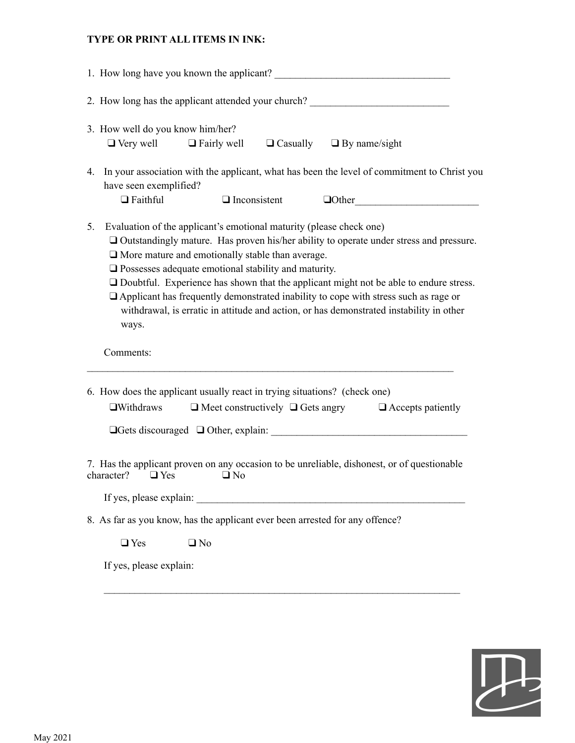**TYPE OR PRINT ALL ITEMS IN INK:**

1. How long have you known the applicant? ___________________________________

2. How long has the applicant attended your church? ___________________________

3. How well do you know him/her?

   ❑ Very well ❑ Fairly well ❑ Casually ❑ By name/sight

4. In your association with the applicant, what has been the level of commitment to Christ you have seen exemplified?

   ❑ Faithful ❑ Inconsistent ❑Other________________________

5. Evaluation of the applicant's emotional maturity (please check one)

   ❑ Outstandingly mature. Has proven his/her ability to operate under stress and pressure.

   ❑ More mature and emotionally stable than average.

   ❑ Possesses adequate emotional stability and maturity.

   ❑ Doubtful. Experience has shown that the applicant might not be able to endure stress.

   ❑ Applicant has frequently demonstrated inability to cope with stress such as rage or withdrawal, is erratic in attitude and action, or has demonstrated instability in other ways.

   Comments:

___________________________________________________________________________

6. How does the applicant usually react in trying situations? (check one)

   ❑Withdraws ❑ Meet constructively ❑ Gets angry ❑ Accepts patiently

   ❑Gets discouraged ❑ Other, explain: ______________________________________

7. Has the applicant proven on any occasion to be unreliable, dishonest, or of questionable character? ❑ Yes ❑ No

   If yes, please explain: ______________________________________________________

8. As far as you know, has the applicant ever been arrested for any offence?

   ❑ Yes ❑ No

   If yes, please explain:

   _________________________________________________________________________

May 2021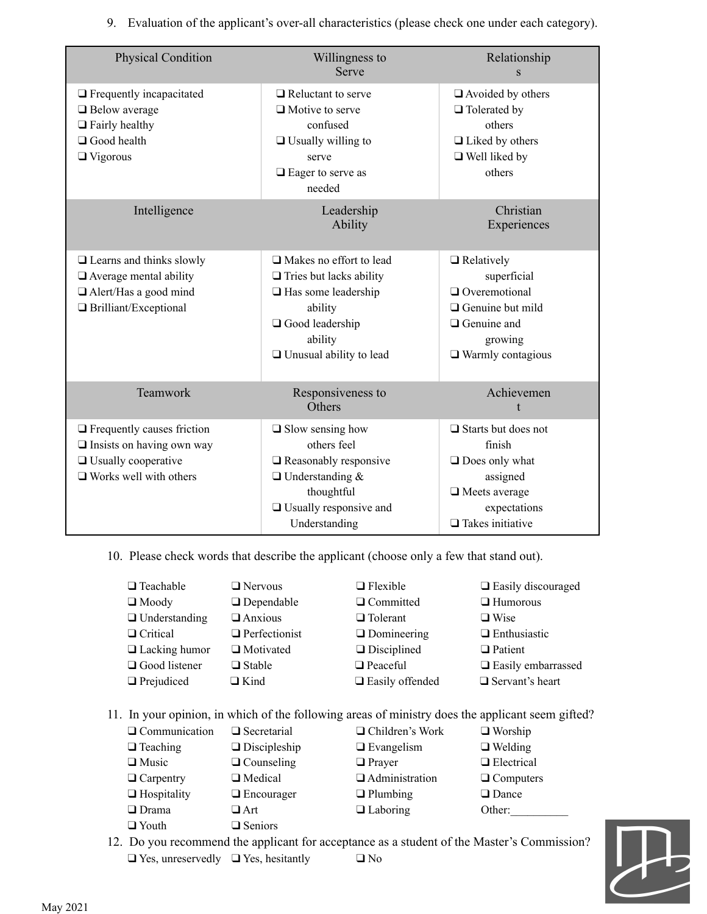9. Evaluation of the applicant's over-all characteristics (please check one under each category).

| Physical Condition | Willingness to Serve | Relationships |
|---|---|---|
| ❑ Frequently incapacitated<br>❑ Below average<br>❑ Fairly healthy<br>❑ Good health<br>❑ Vigorous | ❑ Reluctant to serve<br>❑ Motive to serve confused<br>❑ Usually willing to serve<br>❑ Eager to serve as needed | ❑ Avoided by others<br>❑ Tolerated by others<br>❑ Liked by others<br>❑ Well liked by others |
| **Intelligence** | **Leadership Ability** | **Christian Experiences** |
| ❑ Learns and thinks slowly<br>❑ Average mental ability<br>❑ Alert/Has a good mind<br>❑ Brilliant/Exceptional | ❑ Makes no effort to lead<br>❑ Tries but lacks ability<br>❑ Has some leadership ability<br>❑ Good leadership ability<br>❑ Unusual ability to lead | ❑ Relatively superficial<br>❑ Overemotional<br>❑ Genuine but mild<br>❑ Genuine and growing<br>❑ Warmly contagious |
| **Teamwork** | **Responsiveness to Others** | **Achievement** |
| ❑ Frequently causes friction<br>❑ Insists on having own way<br>❑ Usually cooperative<br>❑ Works well with others | ❑ Slow sensing how others feel<br>❑ Reasonably responsive<br>❑ Understanding & thoughtful<br>❑ Usually responsive and Understanding | ❑ Starts but does not finish<br>❑ Does only what assigned<br>❑ Meets average expectations<br>❑ Takes initiative |

10. Please check words that describe the applicant (choose only a few that stand out).

| | | | |
|---|---|---|---|
| ❑ Teachable | ❑ Nervous | ❑ Flexible | ❑ Easily discouraged |
| ❑ Moody | ❑ Dependable | ❑ Committed | ❑ Humorous |
| ❑ Understanding | ❑ Anxious | ❑ Tolerant | ❑ Wise |
| ❑ Critical | ❑ Perfectionist | ❑ Domineering | ❑ Enthusiastic |
| ❑ Lacking humor | ❑ Motivated | ❑ Disciplined | ❑ Patient |
| ❑ Good listener | ❑ Stable | ❑ Peaceful | ❑ Easily embarrassed |
| ❑ Prejudiced | ❑ Kind | ❑ Easily offended | ❑ Servant's heart |

11. In your opinion, in which of the following areas of ministry does the applicant seem gifted?

| | | | |
|---|---|---|---|
| ❑ Communication | ❑ Secretarial | ❑ Children's Work | ❑ Worship |
| ❑ Teaching | ❑ Discipleship | ❑ Evangelism | ❑ Welding |
| ❑ Music | ❑ Counseling | ❑ Prayer | ❑ Electrical |
| ❑ Carpentry | ❑ Medical | ❑ Administration | ❑ Computers |
| ❑ Hospitality | ❑ Encourager | ❑ Plumbing | ❑ Dance |
| ❑ Drama | ❑ Art | ❑ Laboring | Other:__________ |
| ❑ Youth | ❑ Seniors | | |

12. Do you recommend the applicant for acceptance as a student of the Master's Commission?

❑ Yes, unreservedly ❑ Yes, hesitantly ❑ No

May 2021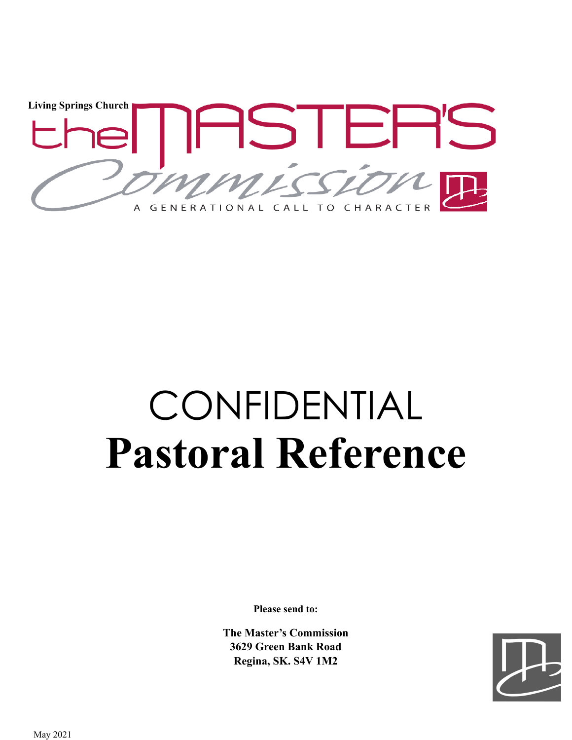Living Springs Church

the MASTER'S Commission

A GENERATIONAL CALL TO CHARACTER

# CONFIDENTIAL
# Pastoral Reference

**Please send to:**

**The Master's Commission**
**3629 Green Bank Road**
**Regina, SK. S4V 1M2**

May 2021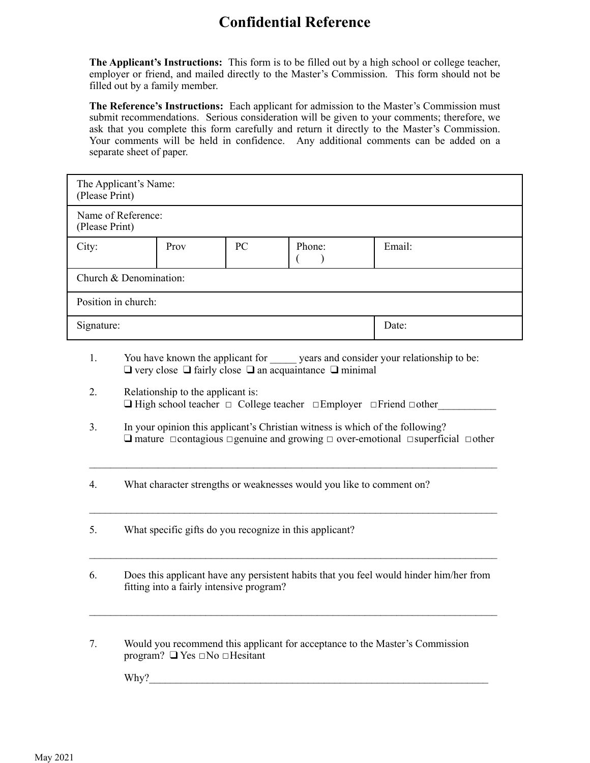# Confidential Reference

**The Applicant's Instructions:** This form is to be filled out by a high school or college teacher, employer or friend, and mailed directly to the Master's Commission. This form should not be filled out by a family member.

**The Reference's Instructions:** Each applicant for admission to the Master's Commission must submit recommendations. Serious consideration will be given to your comments; therefore, we ask that you complete this form carefully and return it directly to the Master's Commission. Your comments will be held in confidence. Any additional comments can be added on a separate sheet of paper.

| The Applicant's Name: (Please Print) | | | | |
|---|---|---|---|---|
| Name of Reference: (Please Print) | | | | |
| City: | Prov | PC | Phone: ( ) | Email: |
| Church & Denomination: | | | | |
| Position in church: | | | | |
| Signature: | | | | Date: |

1. You have known the applicant for _____ years and consider your relationship to be:
   ❑ very close ❑ fairly close ❑ an acquaintance ❑ minimal

2. Relationship to the applicant is:
   ❑ High school teacher □ College teacher □ Employer □ Friend □ other___________

3. In your opinion this applicant's Christian witness is which of the following?
   ❑ mature □ contagious □ genuine and growing □ over-emotional □ superficial □ other

   ________________________________________________________________________________

4. What character strengths or weaknesses would you like to comment on?

   ________________________________________________________________________________

5. What specific gifts do you recognize in this applicant?

   ________________________________________________________________________________

6. Does this applicant have any persistent habits that you feel would hinder him/her from fitting into a fairly intensive program?

   ________________________________________________________________________________

7. Would you recommend this applicant for acceptance to the Master's Commission program? ❑ Yes □ No □ Hesitant

   Why?____________________________________________________________________

May 2021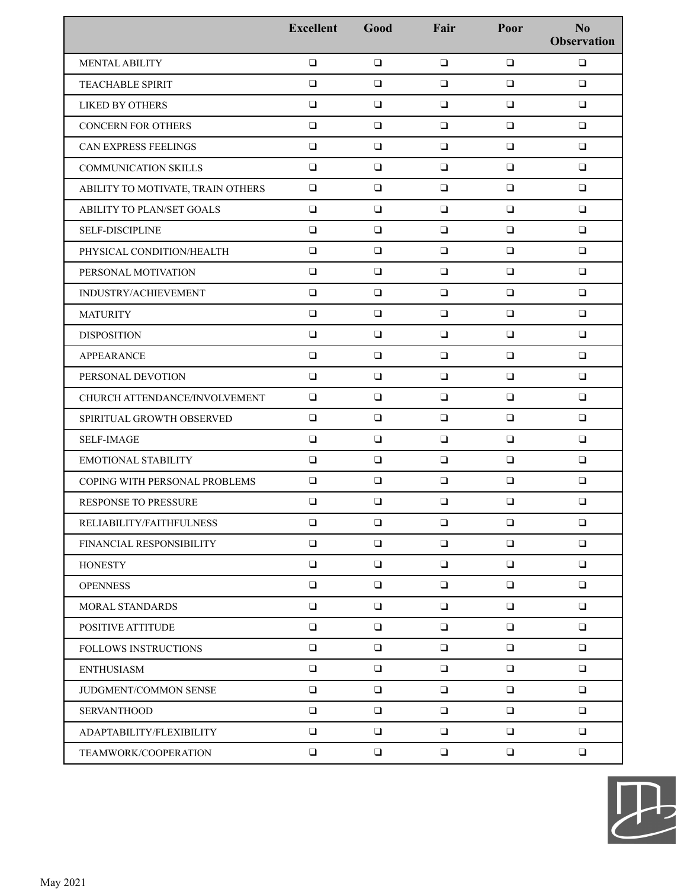| | Excellent | Good | Fair | Poor | No Observation |
|---|---|---|---|---|---|
| MENTAL ABILITY | ❑ | ❑ | ❑ | ❑ | ❑ |
| TEACHABLE SPIRIT | ❑ | ❑ | ❑ | ❑ | ❑ |
| LIKED BY OTHERS | ❑ | ❑ | ❑ | ❑ | ❑ |
| CONCERN FOR OTHERS | ❑ | ❑ | ❑ | ❑ | ❑ |
| CAN EXPRESS FEELINGS | ❑ | ❑ | ❑ | ❑ | ❑ |
| COMMUNICATION SKILLS | ❑ | ❑ | ❑ | ❑ | ❑ |
| ABILITY TO MOTIVATE, TRAIN OTHERS | ❑ | ❑ | ❑ | ❑ | ❑ |
| ABILITY TO PLAN/SET GOALS | ❑ | ❑ | ❑ | ❑ | ❑ |
| SELF-DISCIPLINE | ❑ | ❑ | ❑ | ❑ | ❑ |
| PHYSICAL CONDITION/HEALTH | ❑ | ❑ | ❑ | ❑ | ❑ |
| PERSONAL MOTIVATION | ❑ | ❑ | ❑ | ❑ | ❑ |
| INDUSTRY/ACHIEVEMENT | ❑ | ❑ | ❑ | ❑ | ❑ |
| MATURITY | ❑ | ❑ | ❑ | ❑ | ❑ |
| DISPOSITION | ❑ | ❑ | ❑ | ❑ | ❑ |
| APPEARANCE | ❑ | ❑ | ❑ | ❑ | ❑ |
| PERSONAL DEVOTION | ❑ | ❑ | ❑ | ❑ | ❑ |
| CHURCH ATTENDANCE/INVOLVEMENT | ❑ | ❑ | ❑ | ❑ | ❑ |
| SPIRITUAL GROWTH OBSERVED | ❑ | ❑ | ❑ | ❑ | ❑ |
| SELF-IMAGE | ❑ | ❑ | ❑ | ❑ | ❑ |
| EMOTIONAL STABILITY | ❑ | ❑ | ❑ | ❑ | ❑ |
| COPING WITH PERSONAL PROBLEMS | ❑ | ❑ | ❑ | ❑ | ❑ |
| RESPONSE TO PRESSURE | ❑ | ❑ | ❑ | ❑ | ❑ |
| RELIABILITY/FAITHFULNESS | ❑ | ❑ | ❑ | ❑ | ❑ |
| FINANCIAL RESPONSIBILITY | ❑ | ❑ | ❑ | ❑ | ❑ |
| HONESTY | ❑ | ❑ | ❑ | ❑ | ❑ |
| OPENNESS | ❑ | ❑ | ❑ | ❑ | ❑ |
| MORAL STANDARDS | ❑ | ❑ | ❑ | ❑ | ❑ |
| POSITIVE ATTITUDE | ❑ | ❑ | ❑ | ❑ | ❑ |
| FOLLOWS INSTRUCTIONS | ❑ | ❑ | ❑ | ❑ | ❑ |
| ENTHUSIASM | ❑ | ❑ | ❑ | ❑ | ❑ |
| JUDGMENT/COMMON SENSE | ❑ | ❑ | ❑ | ❑ | ❑ |
| SERVANTHOOD | ❑ | ❑ | ❑ | ❑ | ❑ |
| ADAPTABILITY/FLEXIBILITY | ❑ | ❑ | ❑ | ❑ | ❑ |
| TEAMWORK/COOPERATION | ❑ | ❑ | ❑ | ❑ | ❑ |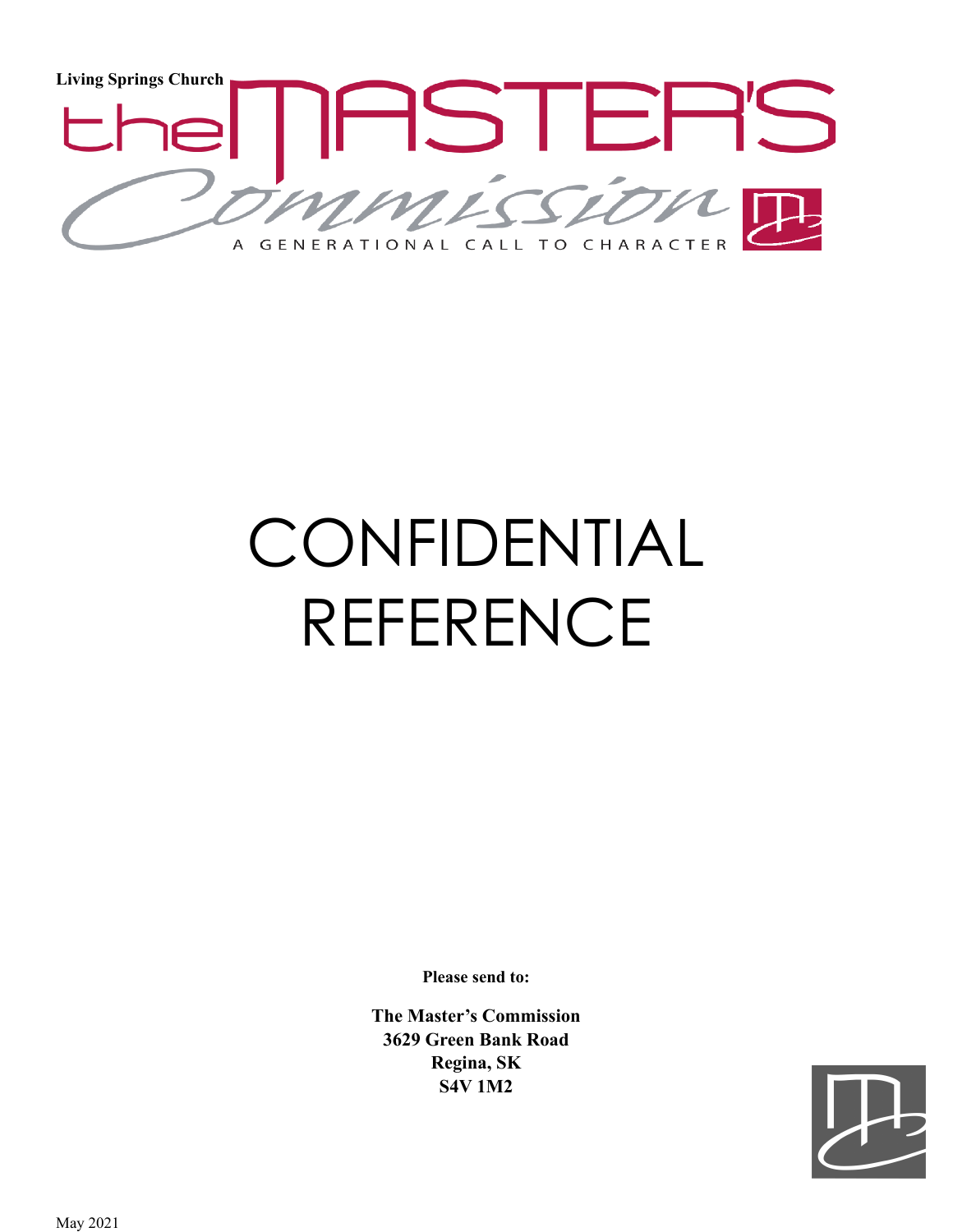Living Springs Church

the MASTER'S Commission

A GENERATIONAL CALL TO CHARACTER

# CONFIDENTIAL REFERENCE

**Please send to:**

**The Master's Commission**
**3629 Green Bank Road**
**Regina, SK**
**S4V 1M2**

May 2021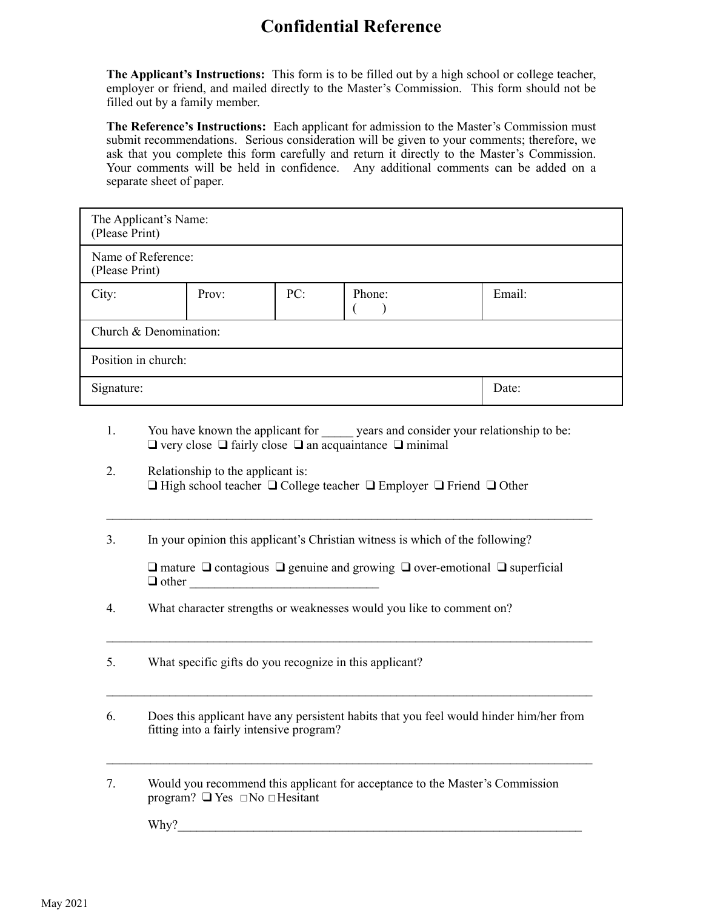# Confidential Reference

**The Applicant's Instructions:** This form is to be filled out by a high school or college teacher, employer or friend, and mailed directly to the Master's Commission. This form should not be filled out by a family member.

**The Reference's Instructions:** Each applicant for admission to the Master's Commission must submit recommendations. Serious consideration will be given to your comments; therefore, we ask that you complete this form carefully and return it directly to the Master's Commission. Your comments will be held in confidence. Any additional comments can be added on a separate sheet of paper.

| The Applicant's Name: (Please Print) | | | | |
|---|---|---|---|---|
| Name of Reference: (Please Print) | | | | |
| City: | Prov: | PC: | Phone: (    ) | Email: |
| Church & Denomination: | | | | |
| Position in church: | | | | |
| Signature: | | | | Date: |

1. You have known the applicant for _____ years and consider your relationship to be:
   ❑ very close ❑ fairly close ❑ an acquaintance ❑ minimal

2. Relationship to the applicant is:
   ❑ High school teacher ❑ College teacher ❑ Employer ❑ Friend ❑ Other

_______________________________________________________________________________

3. In your opinion this applicant's Christian witness is which of the following?

   ❑ mature ❑ contagious ❑ genuine and growing ❑ over-emotional ❑ superficial
   ❑ other ______________________________

4. What character strengths or weaknesses would you like to comment on?

_______________________________________________________________________________

5. What specific gifts do you recognize in this applicant?

_______________________________________________________________________________

6. Does this applicant have any persistent habits that you feel would hinder him/her from fitting into a fairly intensive program?

_______________________________________________________________________________

7. Would you recommend this applicant for acceptance to the Master's Commission program? ❑ Yes □No □Hesitant

   Why?_________________________________________________________________

May 2021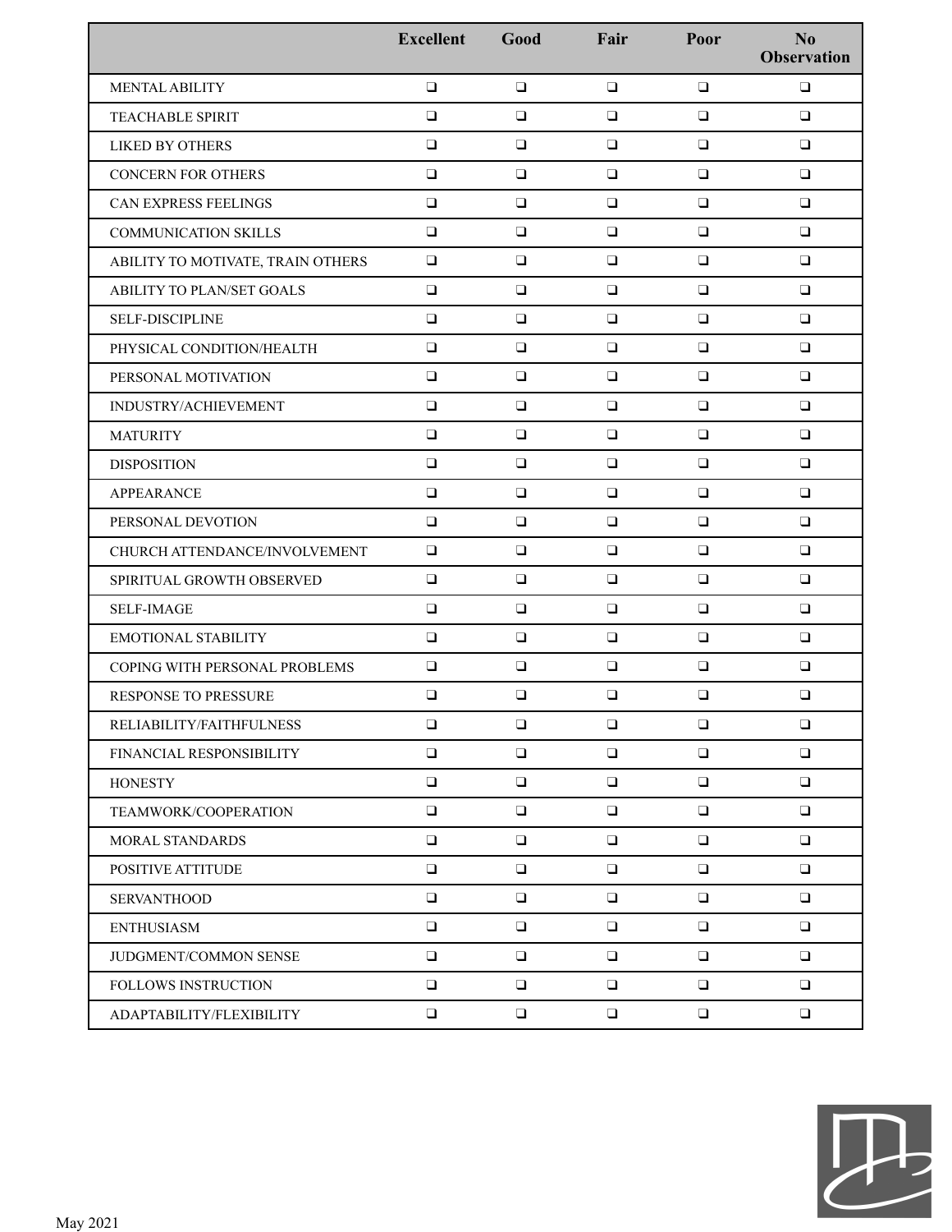| | Excellent | Good | Fair | Poor | No Observation |
|---|---|---|---|---|---|
| MENTAL ABILITY | ❑ | ❑ | ❑ | ❑ | ❑ |
| TEACHABLE SPIRIT | ❑ | ❑ | ❑ | ❑ | ❑ |
| LIKED BY OTHERS | ❑ | ❑ | ❑ | ❑ | ❑ |
| CONCERN FOR OTHERS | ❑ | ❑ | ❑ | ❑ | ❑ |
| CAN EXPRESS FEELINGS | ❑ | ❑ | ❑ | ❑ | ❑ |
| COMMUNICATION SKILLS | ❑ | ❑ | ❑ | ❑ | ❑ |
| ABILITY TO MOTIVATE, TRAIN OTHERS | ❑ | ❑ | ❑ | ❑ | ❑ |
| ABILITY TO PLAN/SET GOALS | ❑ | ❑ | ❑ | ❑ | ❑ |
| SELF-DISCIPLINE | ❑ | ❑ | ❑ | ❑ | ❑ |
| PHYSICAL CONDITION/HEALTH | ❑ | ❑ | ❑ | ❑ | ❑ |
| PERSONAL MOTIVATION | ❑ | ❑ | ❑ | ❑ | ❑ |
| INDUSTRY/ACHIEVEMENT | ❑ | ❑ | ❑ | ❑ | ❑ |
| MATURITY | ❑ | ❑ | ❑ | ❑ | ❑ |
| DISPOSITION | ❑ | ❑ | ❑ | ❑ | ❑ |
| APPEARANCE | ❑ | ❑ | ❑ | ❑ | ❑ |
| PERSONAL DEVOTION | ❑ | ❑ | ❑ | ❑ | ❑ |
| CHURCH ATTENDANCE/INVOLVEMENT | ❑ | ❑ | ❑ | ❑ | ❑ |
| SPIRITUAL GROWTH OBSERVED | ❑ | ❑ | ❑ | ❑ | ❑ |
| SELF-IMAGE | ❑ | ❑ | ❑ | ❑ | ❑ |
| EMOTIONAL STABILITY | ❑ | ❑ | ❑ | ❑ | ❑ |
| COPING WITH PERSONAL PROBLEMS | ❑ | ❑ | ❑ | ❑ | ❑ |
| RESPONSE TO PRESSURE | ❑ | ❑ | ❑ | ❑ | ❑ |
| RELIABILITY/FAITHFULNESS | ❑ | ❑ | ❑ | ❑ | ❑ |
| FINANCIAL RESPONSIBILITY | ❑ | ❑ | ❑ | ❑ | ❑ |
| HONESTY | ❑ | ❑ | ❑ | ❑ | ❑ |
| TEAMWORK/COOPERATION | ❑ | ❑ | ❑ | ❑ | ❑ |
| MORAL STANDARDS | ❑ | ❑ | ❑ | ❑ | ❑ |
| POSITIVE ATTITUDE | ❑ | ❑ | ❑ | ❑ | ❑ |
| SERVANTHOOD | ❑ | ❑ | ❑ | ❑ | ❑ |
| ENTHUSIASM | ❑ | ❑ | ❑ | ❑ | ❑ |
| JUDGMENT/COMMON SENSE | ❑ | ❑ | ❑ | ❑ | ❑ |
| FOLLOWS INSTRUCTION | ❑ | ❑ | ❑ | ❑ | ❑ |
| ADAPTABILITY/FLEXIBILITY | ❑ | ❑ | ❑ | ❑ | ❑ |

May 2021